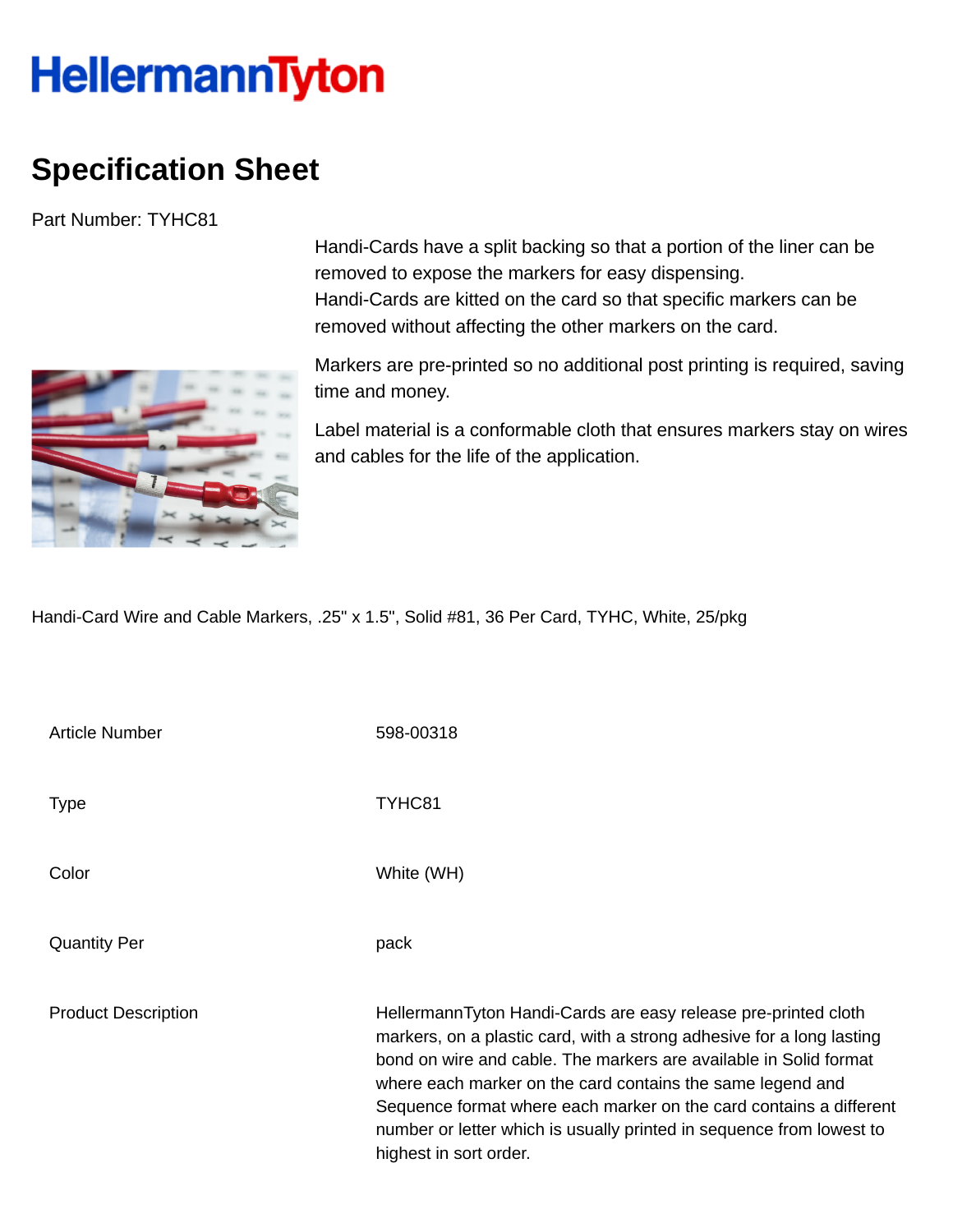HellermannTyton

# Specification Sheet

Part Number: TYHC81

Handi-Cards have a split backing so that a portion of the liner can be removed to expose the markers for easy dispensing.
Handi-Cards are kitted on the card so that specific markers can be removed without affecting the other markers on the card.

Markers are pre-printed so no additional post printing is required, saving time and money.

Label material is a conformable cloth that ensures markers stay on wires and cables for the life of the application.

Handi-Card Wire and Cable Markers, .25" x 1.5", Solid #81, 36 Per Card, TYHC, White, 25/pkg

| | |
|---|---|
| Article Number | 598-00318 |
| Type | TYHC81 |
| Color | White (WH) |
| Quantity Per | pack |
| Product Description | HellermannTyton Handi-Cards are easy release pre-printed cloth markers, on a plastic card, with a strong adhesive for a long lasting bond on wire and cable. The markers are available in Solid format where each marker on the card contains the same legend and Sequence format where each marker on the card contains a different number or letter which is usually printed in sequence from lowest to highest in sort order. |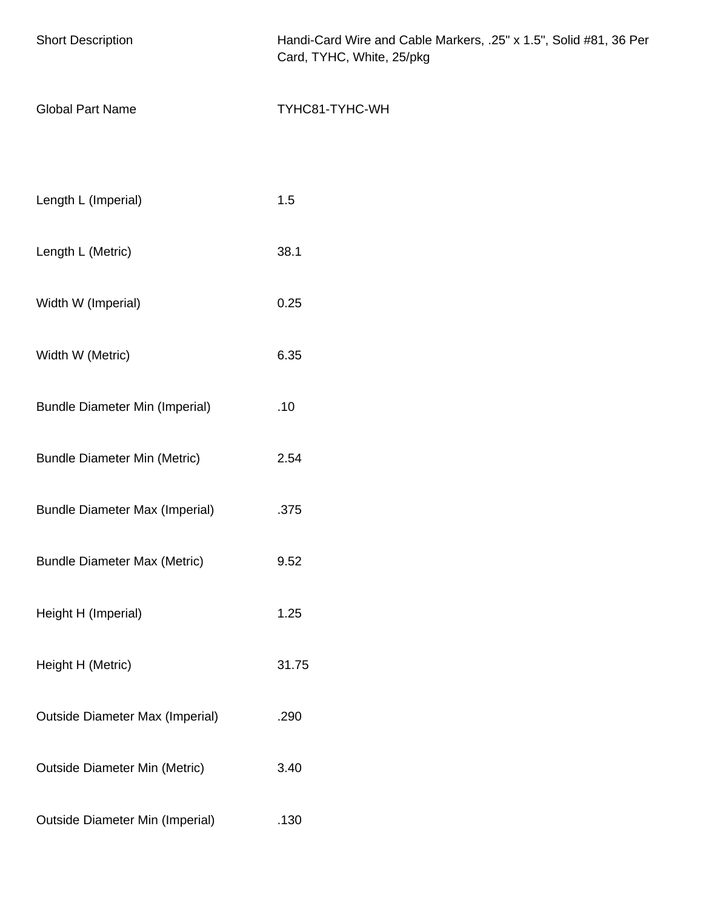| | |
|---|---|
| Short Description | Handi-Card Wire and Cable Markers, .25" x 1.5", Solid #81, 36 Per Card, TYHC, White, 25/pkg |
| Global Part Name | TYHC81-TYHC-WH |
| Length L (Imperial) | 1.5 |
| Length L (Metric) | 38.1 |
| Width W (Imperial) | 0.25 |
| Width W (Metric) | 6.35 |
| Bundle Diameter Min (Imperial) | .10 |
| Bundle Diameter Min (Metric) | 2.54 |
| Bundle Diameter Max (Imperial) | .375 |
| Bundle Diameter Max (Metric) | 9.52 |
| Height H (Imperial) | 1.25 |
| Height H (Metric) | 31.75 |
| Outside Diameter Max (Imperial) | .290 |
| Outside Diameter Min (Metric) | 3.40 |
| Outside Diameter Min (Imperial) | .130 |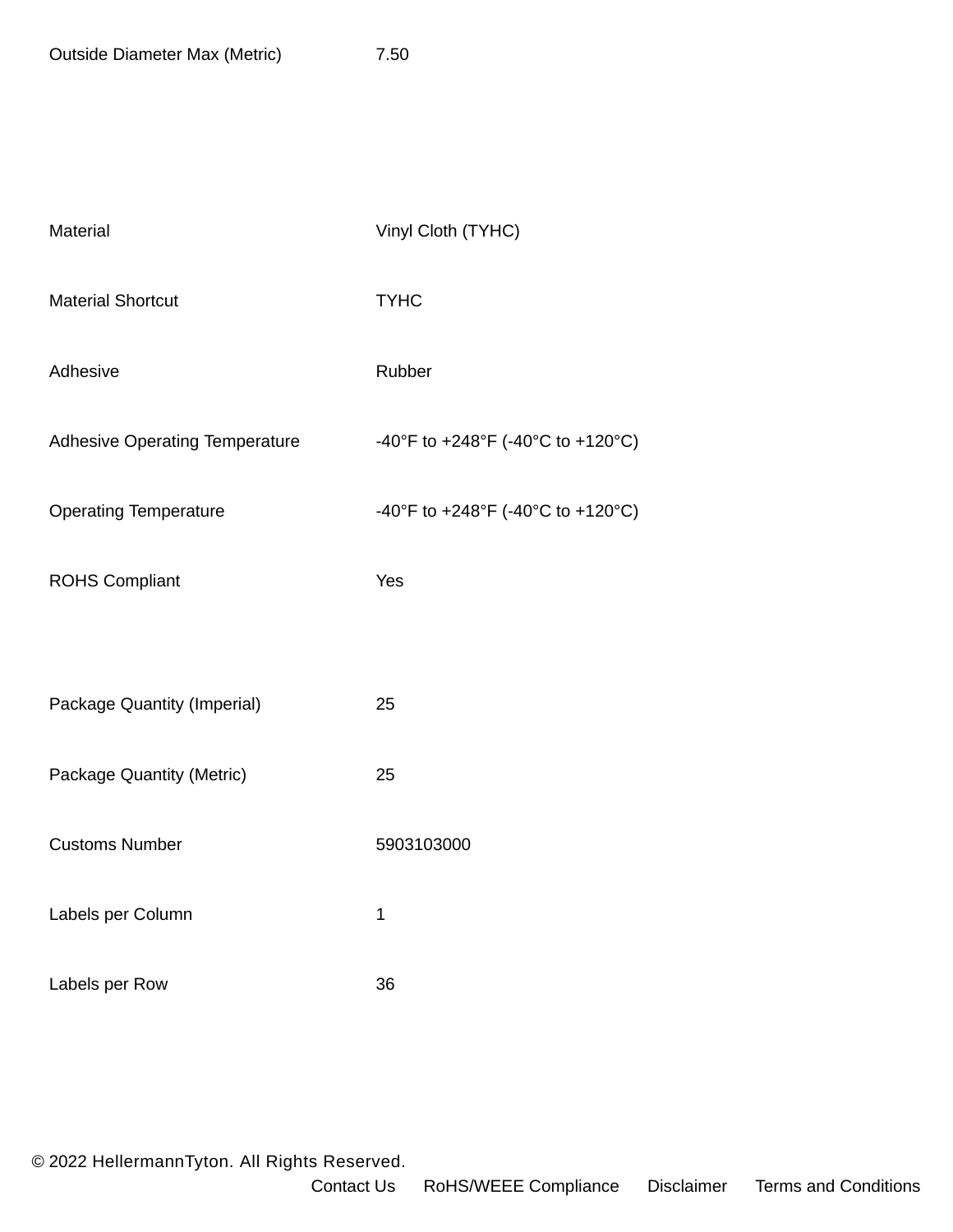| | |
|---|---|
| Outside Diameter Max (Metric) | 7.50 |
| Material | Vinyl Cloth (TYHC) |
| Material Shortcut | TYHC |
| Adhesive | Rubber |
| Adhesive Operating Temperature | -40°F to +248°F (-40°C to +120°C) |
| Operating Temperature | -40°F to +248°F (-40°C to +120°C) |
| ROHS Compliant | Yes |
| Package Quantity (Imperial) | 25 |
| Package Quantity (Metric) | 25 |
| Customs Number | 5903103000 |
| Labels per Column | 1 |
| Labels per Row | 36 |

© 2022 HellermannTyton. All Rights Reserved.

Contact Us RoHS/WEEE Compliance Disclaimer Terms and Conditions